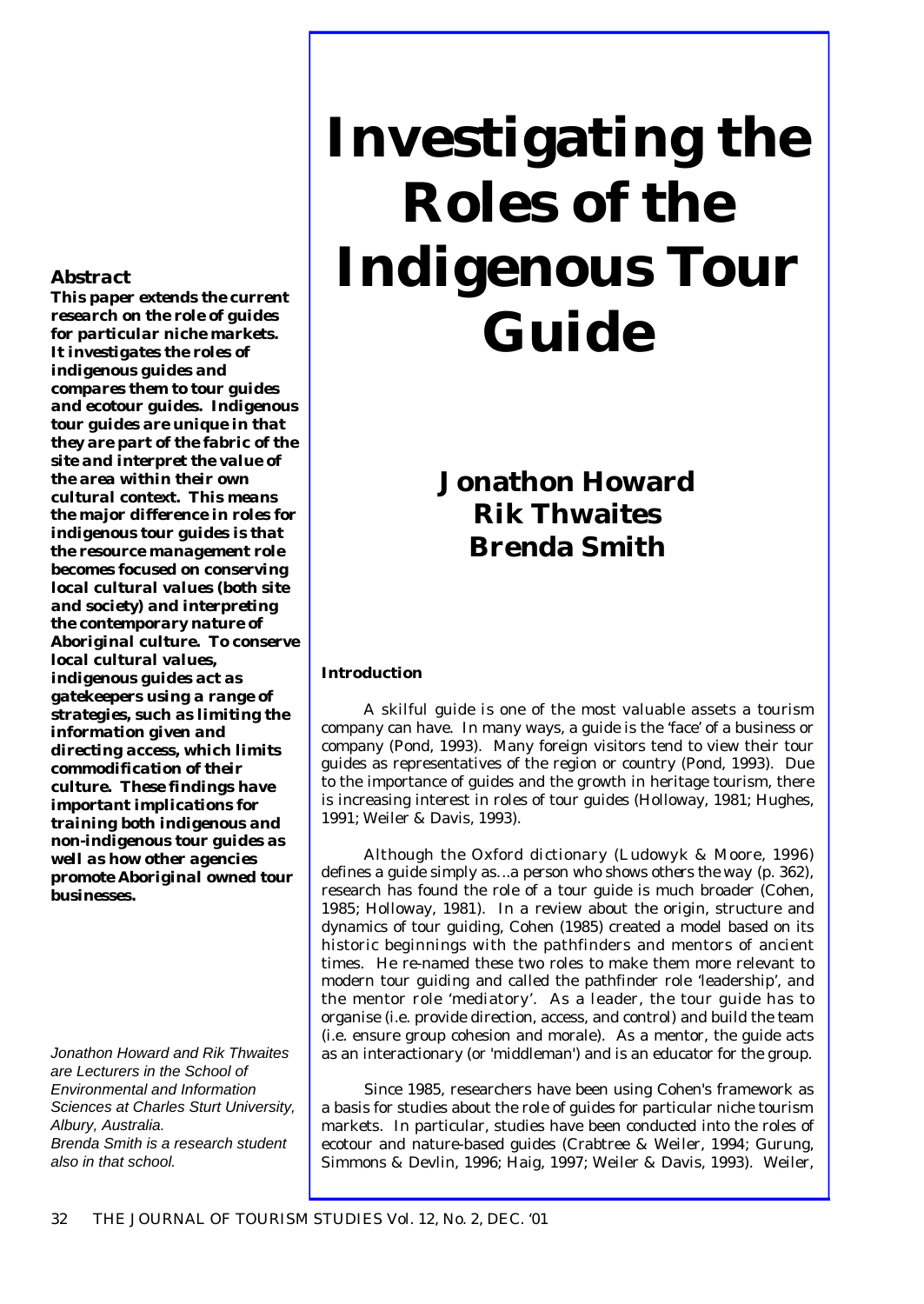# Investigating the Roles of the Indigenous Tour Guide

## Jonathon Howard
## Rik Thwaites
## Brenda Smith

### Abstract

***This paper extends the current research on the role of guides for particular niche markets. It investigates the roles of indigenous guides and compares them to tour guides and ecotour guides. Indigenous tour guides are unique in that they are part of the fabric of the site and interpret the value of the area within their own cultural context. This means the major difference in roles for indigenous tour guides is that the resource management role becomes focused on conserving local cultural values (both site and society) and interpreting the contemporary nature of Aboriginal culture. To conserve local cultural values, indigenous guides act as gatekeepers using a range of strategies, such as limiting the information given and directing access, which limits commodification of their culture. These findings have important implications for training both indigenous and non-indigenous tour guides as well as how other agencies promote Aboriginal owned tour businesses.***

*Jonathon Howard and Rik Thwaites are Lecturers in the School of Environmental and Information Sciences at Charles Sturt University, Albury, Australia.*
*Brenda Smith is a research student also in that school.*

### Introduction

A skilful guide is one of the most valuable assets a tourism company can have. In many ways, a guide is the 'face' of a business or company (Pond, 1993). Many foreign visitors tend to view their tour guides as representatives of the region or country (Pond, 1993). Due to the importance of guides and the growth in heritage tourism, there is increasing interest in roles of tour guides (Holloway, 1981; Hughes, 1991; Weiler & Davis, 1993).

Although the Oxford dictionary (Ludowyk & Moore, 1996) defines a guide simply as...*a person who shows others the way* (p. 362), research has found the role of a tour guide is much broader (Cohen, 1985; Holloway, 1981). In a review about the origin, structure and dynamics of tour guiding, Cohen (1985) created a model based on its historic beginnings with the pathfinders and mentors of ancient times. He re-named these two roles to make them more relevant to modern tour guiding and called the pathfinder role 'leadership', and the mentor role 'mediatory'. As a leader, the tour guide has to organise (i.e. provide direction, access, and control) and build the team (i.e. ensure group cohesion and morale). As a mentor, the guide acts as an interactionary (or 'middleman') and is an educator for the group.

Since 1985, researchers have been using Cohen's framework as a basis for studies about the role of guides for particular niche tourism markets. In particular, studies have been conducted into the roles of ecotour and nature-based guides (Crabtree & Weiler, 1994; Gurung, Simmons & Devlin, 1996; Haig, 1997; Weiler & Davis, 1993). Weiler,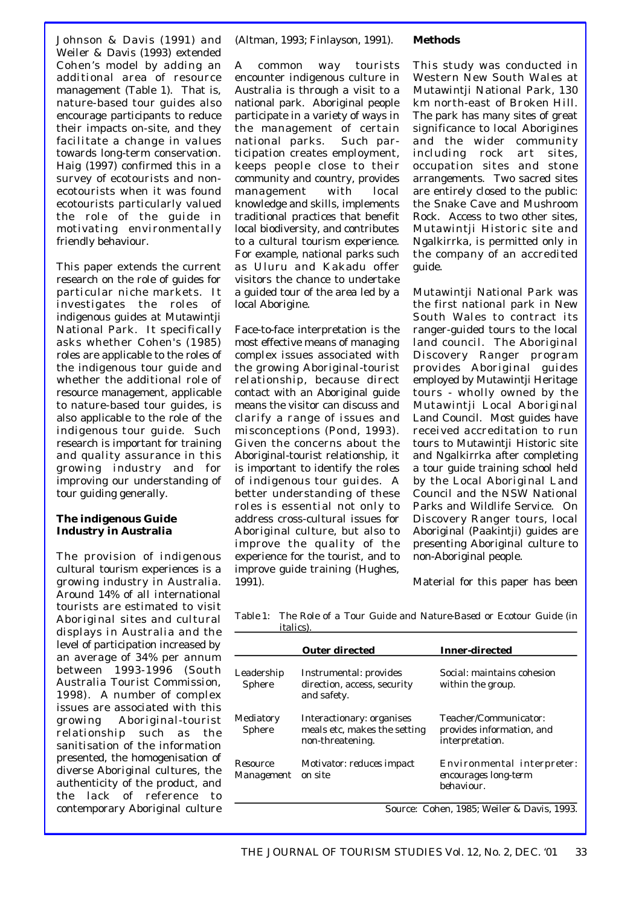Johnson & Davis (1991) and Weiler & Davis (1993) extended Cohen's model by adding an additional area of resource management (Table 1). That is, nature-based tour guides also encourage participants to reduce their impacts on-site, and they facilitate a change in values towards long-term conservation. Haig (1997) confirmed this in a survey of ecotourists and non-ecotourists when it was found ecotourists particularly valued the role of the guide in motivating environmentally friendly behaviour.

This paper extends the current research on the role of guides for particular niche markets. It investigates the roles of indigenous guides at Mutawintji National Park. It specifically asks whether Cohen's (1985) roles are applicable to the roles of the indigenous tour guide and whether the additional role of resource management, applicable to nature-based tour guides, is also applicable to the role of the indigenous tour guide. Such research is important for training and quality assurance in this growing industry and for improving our understanding of tour guiding generally.

### The indigenous Guide Industry in Australia

The provision of indigenous cultural tourism experiences is a growing industry in Australia. Around 14% of all international tourists are estimated to visit Aboriginal sites and cultural displays in Australia and the level of participation increased by an average of 34% per annum between 1993-1996 (South Australia Tourist Commission, 1998). A number of complex issues are associated with this growing Aboriginal-tourist relationship such as the sanitisation of the information presented, the homogenisation of diverse Aboriginal cultures, the authenticity of the product, and the lack of reference to contemporary Aboriginal culture (Altman, 1993; Finlayson, 1991).

A common way tourists encounter indigenous culture in Australia is through a visit to a national park. Aboriginal people participate in a variety of ways in the management of certain national parks. Such participation creates employment, keeps people close to their community and country, provides management with local knowledge and skills, implements traditional practices that benefit local biodiversity, and contributes to a cultural tourism experience. For example, national parks such as Uluru and Kakadu offer visitors the chance to undertake a guided tour of the area led by a local Aborigine.

Face-to-face interpretation is the most effective means of managing complex issues associated with the growing Aboriginal-tourist relationship, because direct contact with an Aboriginal guide means the visitor can discuss and clarify a range of issues and misconceptions (Pond, 1993). Given the concerns about the Aboriginal-tourist relationship, it is important to identify the roles of indigenous tour guides. A better understanding of these roles is essential not only to address cross-cultural issues for Aboriginal culture, but also to improve the quality of the experience for the tourist, and to improve guide training (Hughes, 1991).

### Methods

This study was conducted in Western New South Wales at Mutawintji National Park, 130 km north-east of Broken Hill. The park has many sites of great significance to local Aborigines and the wider community including rock art sites, occupation sites and stone arrangements. Two sacred sites are entirely closed to the public: the Snake Cave and Mushroom Rock. Access to two other sites, Mutawintji Historic site and Ngalkirrka, is permitted only in the company of an accredited guide.

Mutawintji National Park was the first national park in New South Wales to contract its ranger-guided tours to the local land council. The Aboriginal Discovery Ranger program provides Aboriginal guides employed by Mutawintji Heritage tours - wholly owned by the Mutawintji Local Aboriginal Land Council. Most guides have received accreditation to run tours to Mutawintji Historic site and Ngalkirrka after completing a tour guide training school held by the Local Aboriginal Land Council and the NSW National Parks and Wildlife Service. On Discovery Ranger tours, local Aboriginal (Paakintji) guides are presenting Aboriginal culture to non-Aboriginal people.

Material for this paper has been

Table 1: The Role of a Tour Guide and Nature-Based or Ecotour Guide (in italics).

| | Outer directed | Inner-directed |
|---|---|---|
| Leadership Sphere | Instrumental: provides direction, access, security and safety. | Social: maintains cohesion within the group. |
| Mediatory Sphere | Interactionary: organises meals etc, makes the setting non-threatening. | Teacher/Communicator: provides information, and interpretation. |
| *Resource Management* | *Motivator: reduces impact on site* | *Environmental interpreter: encourages long-term behaviour.* |

Source: Cohen, 1985; Weiler & Davis, 1993.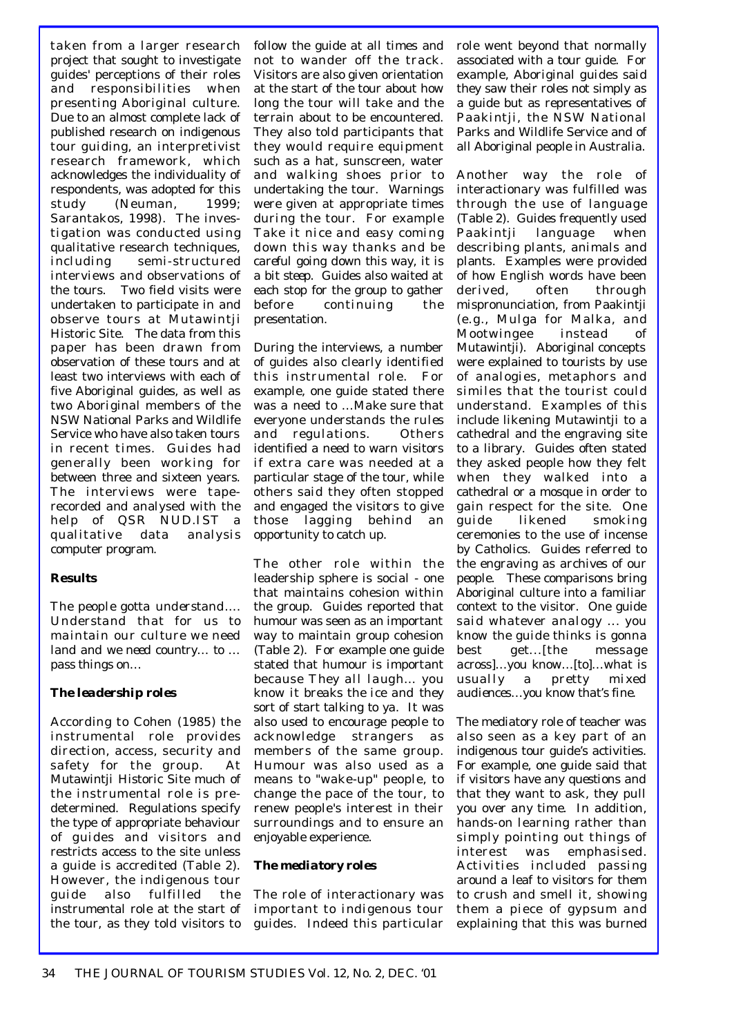taken from a larger research project that sought to investigate guides' perceptions of their roles and responsibilities when presenting Aboriginal culture. Due to an almost complete lack of published research on indigenous tour guiding, an interpretivist research framework, which acknowledges the individuality of respondents, was adopted for this study (Neuman, 1999; Sarantakos, 1998). The investigation was conducted using qualitative research techniques, including semi-structured interviews and observations of the tours. Two field visits were undertaken to participate in and observe tours at Mutawintji Historic Site. The data from this paper has been drawn from observation of these tours and at least two interviews with each of five Aboriginal guides, as well as two Aboriginal members of the NSW National Parks and Wildlife Service who have also taken tours in recent times. Guides had generally been working for between three and sixteen years. The interviews were tape-recorded and analysed with the help of QSR NUD.IST a qualitative data analysis computer program.

## Results

*The people gotta understand.... Understand that for us to maintain our culture we need land and we need country… to … pass things on…*

### The leadership roles

According to Cohen (1985) the instrumental role provides direction, access, security and safety for the group. At Mutawintji Historic Site much of the instrumental role is pre-determined. Regulations specify the type of appropriate behaviour of guides and visitors and restricts access to the site unless a guide is accredited (Table 2). However, the indigenous tour guide also fulfilled the instrumental role at the start of the tour, as they told visitors to follow the guide at all times and not to wander off the track. Visitors are also given orientation at the start of the tour about how long the tour will take and the terrain about to be encountered. They also told participants that they would require equipment such as a hat, sunscreen, water and walking shoes prior to undertaking the tour. Warnings were given at appropriate times during the tour. For example *Take it nice and easy coming down this way thanks and be careful going down this way, it is a bit steep.* Guides also waited at each stop for the group to gather before continuing the presentation.

During the interviews, a number of guides also clearly identified this instrumental role. For example, one guide stated there was a need to *…Make sure that everyone understands the rules and regulations.* Others identified a need to warn visitors if extra care was needed at a particular stage of the tour, while others said they often stopped and engaged the visitors to give those lagging behind an opportunity to catch up.

The other role within the leadership sphere is social - one that maintains cohesion within the group. Guides reported that humour was seen as an important way to maintain group cohesion (Table 2). For example one guide stated that humour is important because *They all laugh… you know it breaks the ice and they sort of start talking to ya.* It was also used to encourage people to acknowledge strangers as members of the same group. Humour was also used as a means to "wake-up" people, to change the pace of the tour, to renew people's interest in their surroundings and to ensure an enjoyable experience.

### The mediatory roles

The role of interactionary was important to indigenous tour guides. Indeed this particular role went beyond that normally associated with a tour guide. For example, Aboriginal guides said they saw their roles not simply as a guide but as representatives of Paakintji, the NSW National Parks and Wildlife Service and of all Aboriginal people in Australia.

Another way the role of interactionary was fulfilled was through the use of language (Table 2). Guides frequently used Paakintji language when describing plants, animals and plants. Examples were provided of how English words have been derived, often through mispronunciation, from Paakintji (e.g., Mulga for Malka, and Mootwingee instead of Mutawintji). Aboriginal concepts were explained to tourists by use of analogies, metaphors and similes that the tourist could understand. Examples of this include likening Mutawintji to a cathedral and the engraving site to a library. Guides often stated they asked people how they felt when they walked into a cathedral or a mosque in order to gain respect for the site. One guide likened smoking ceremonies to the use of incense by Catholics. Guides referred to the engraving as *archives of our people.* These comparisons bring Aboriginal culture into a familiar context to the visitor. One guide said *whatever analogy … you know the guide thinks is gonna best get…[the message across]…you know…[to]…what is usually a pretty mixed audiences…you know that's fine.*

The mediatory role of teacher was also seen as a key part of an indigenous tour guide's activities. For example, one guide said that if visitors have any questions and that they want to ask, *they pull you over any time.* In addition, hands-on learning rather than simply pointing out things of interest was emphasised. Activities included passing around a leaf to visitors for them to crush and smell it, showing them a piece of gypsum and explaining that this was burned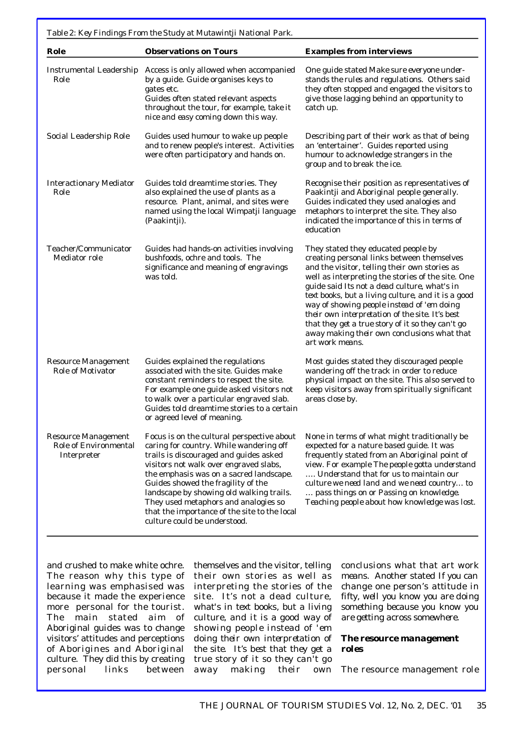Table 2: Key Findings From the Study at Mutawintji National Park.

| Role | Observations on Tours | Examples from interviews |
|---|---|---|
| Instrumental Leadership Role | Access is only allowed when accompanied by a guide. Guide organises keys to gates etc. Guides often stated relevant aspects throughout the tour, for example, *take it nice and easy coming down this way.* | One guide stated *Make sure everyone understands the rules and regulations.* Others said they often stopped and engaged the visitors to give those lagging behind an opportunity to catch up. |
| Social Leadership Role | Guides used humour to wake up people and to renew people's interest. Activities were often participatory and hands on. | Describing part of their work as that of being an 'entertainer'. Guides reported using humour to acknowledge strangers in the group and to break the ice. |
| Interactionary Mediator Role | Guides told dreamtime stories. They also explained the use of plants as a resource. Plant, animal, and sites were named using the local Wimpatji language (Paakintji). | Recognise their position as representatives of Paakintji and Aboriginal people generally. Guides indicated they used analogies and metaphors to interpret the site. They also indicated the importance of this in terms of education |
| Teacher/Communicator Mediator role | Guides had hands-on activities involving bushfoods, ochre and tools. The significance and meaning of engravings was told. | They stated they educated people by creating personal links between themselves and the visitor, telling their own stories as well as interpreting the stories of the site. One guide said *Its not a dead culture, what's in text books, but a living culture, and it is a good way of showing people instead of 'em doing their own interpretation of the site. It's best that they get a true story of it so they can't go away making their own conclusions what that art work means.* |
| Resource Management Role of Motivator | Guides explained the regulations associated with the site. Guides make constant reminders to respect the site. For example one guide asked visitors not to walk over a particular engraved slab. Guides told dreamtime stories to a certain or agreed level of meaning. | Most guides stated they discouraged people wandering off the track in order to reduce physical impact on the site. This also served to keep visitors away from spiritually significant areas close by. |
| Resource Management Role of Environmental Interpreter | Focus is on the cultural perspective about caring for country. While wandering off trails is discouraged and guides asked visitors not walk over engraved slabs, the emphasis was on a sacred landscape. Guides showed the fragility of the landscape by showing old walking trails. They used metaphors and analogies so that the importance of the site to the local culture could be understood. | None in terms of what might traditionally be expected for a nature based guide. It was frequently stated from an Aboriginal point of view. For example *The people gotta understand …. Understand that for us to maintain our culture we need land and we need country… to … pass things on* or *Passing on knowledge. Teaching people about how knowledge was lost.* |

and crushed to make white ochre. The reason why this type of learning was emphasised was because it made the experience more personal for the tourist. The main stated aim of Aboriginal guides was to change visitors' attitudes and perceptions of Aborigines and Aboriginal culture. They did this by creating personal links between themselves and the visitor, telling their own stories as well as interpreting the stories of the site. *It's not a dead culture, what's in text books, but a living culture, and it is a good way of showing people instead of 'em doing their own interpretation of the site. It's best that they get a true story of it so they can't go away making their own conclusions what that art work means.* Another stated *If you can change one person's attitude in fifty, well you know you are doing something because you know you are getting across somewhere.*

### The resource management roles

The resource management role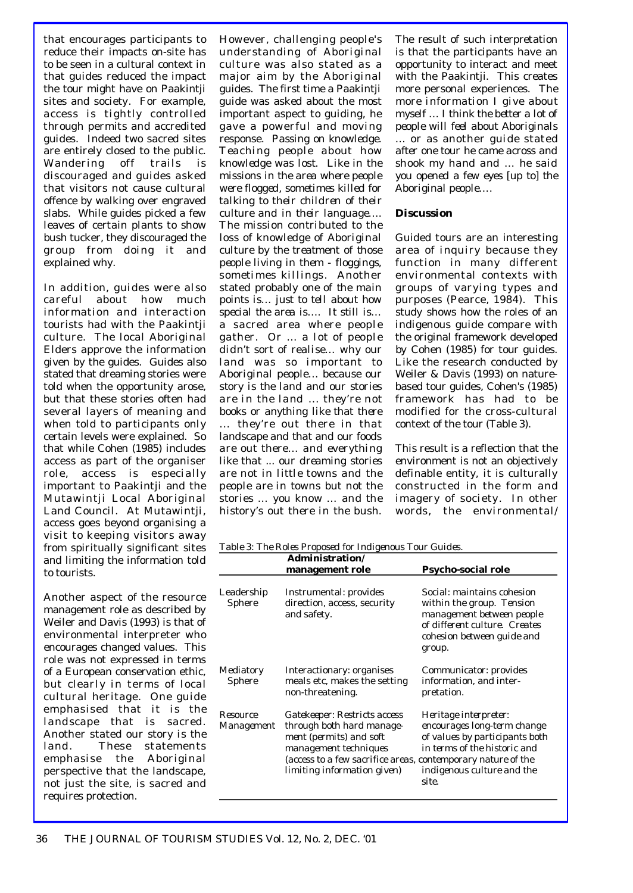that encourages participants to reduce their impacts on-site has to be seen in a cultural context in that guides reduced the impact the tour might have on Paakintji sites and society. For example, access is tightly controlled through permits and accredited guides. Indeed two sacred sites are entirely closed to the public. Wandering off trails is discouraged and guides asked that visitors not cause cultural offence by walking over engraved slabs. While guides picked a few leaves of certain plants to show bush tucker, they discouraged the group from doing it and explained why.

In addition, guides were also careful about how much information and interaction tourists had with the Paakintji culture. The local Aboriginal Elders approve the information given by the guides. Guides also stated that dreaming stories were told when the opportunity arose, but that these stories often had several layers of meaning and when told to participants only certain levels were explained. So that while Cohen (1985) includes access as part of the organiser role, access is especially important to Paakintji and the Mutawintji Local Aboriginal Land Council. At Mutawintji, access goes beyond organising a visit to keeping visitors away from spiritually significant sites and limiting the information told to tourists.

Another aspect of the resource management role as described by Weiler and Davis (1993) is that of environmental interpreter who encourages changed values. This role was not expressed in terms of a European conservation ethic, but clearly in terms of local cultural heritage. One guide emphasised that it is the landscape that is sacred. Another stated *our story is the land*. These statements emphasise the Aboriginal perspective that the landscape, not just the site, is sacred and requires protection.

However, challenging people's understanding of Aboriginal culture was also stated as a major aim by the Aboriginal guides. The first time a Paakintji guide was asked about the most important aspect to guiding, he gave a powerful and moving response. *Passing on knowledge. Teaching people about how knowledge was lost. Like in the missions in the area where people were flogged, sometimes killed for talking to their children of their culture and in their language.... The mission contributed to the loss of knowledge of Aboriginal culture by the treatment of those people living in them - floggings, sometimes killings.* Another stated probably one of the main points is... *just to tell about how special the area is.... It still is... a sacred area where people gather. Or ... a lot of people didn't sort of realise... why our land was so important to Aboriginal people... because our story is the land and our stories are in the land ... they're not books or anything like that there ... they're out there in that landscape and that and our foods are out there... and everything like that ... our dreaming stories are not in little towns and the people are in towns but not the stories ... you know ... and the history's out there in the bush.*

The result of such interpretation is that the participants have an opportunity to interact and meet with the Paakintji. This creates more personal experiences. *The more information I give about myself ... I think the better a lot of people will feel about Aboriginals ...* or as another guide stated *after one tour he came across and shook my hand and ... he said you opened a few eyes [up to] the Aboriginal people....*

**Discussion**

Guided tours are an interesting area of inquiry because they function in many different environmental contexts with groups of varying types and purposes (Pearce, 1984). This study shows how the roles of an indigenous guide compare with the original framework developed by Cohen (1985) for tour guides. Like the research conducted by Weiler & Davis (1993) on nature-based tour guides, Cohen's (1985) framework has had to be modified for the cross-cultural context of the tour (Table 3).

This result is a reflection that the environment is not an objectively definable entity, it is culturally constructed in the form and imagery of society. In other words, the environmental/

*Table 3: The Roles Proposed for Indigenous Tour Guides.*

| | **Administration/ management role** | **Psycho-social role** |
|---|---|---|
| Leadership Sphere | Instrumental: provides direction, access, security and safety. | Social: maintains cohesion within the group. Tension management between people of different culture. Creates cohesion between guide and group. |
| Mediatory Sphere | Interactionary: organises meals etc, makes the setting non-threatening. | Communicator: provides information, and interpretation. |
| Resource Management | Gatekeeper: Restricts access through both hard management (permits) and soft management techniques (access to a few sacrifice areas, limiting information given) | Heritage interpreter: encourages long-term change of values by participants both in terms of the historic and contemporary nature of the indigenous culture and the site. |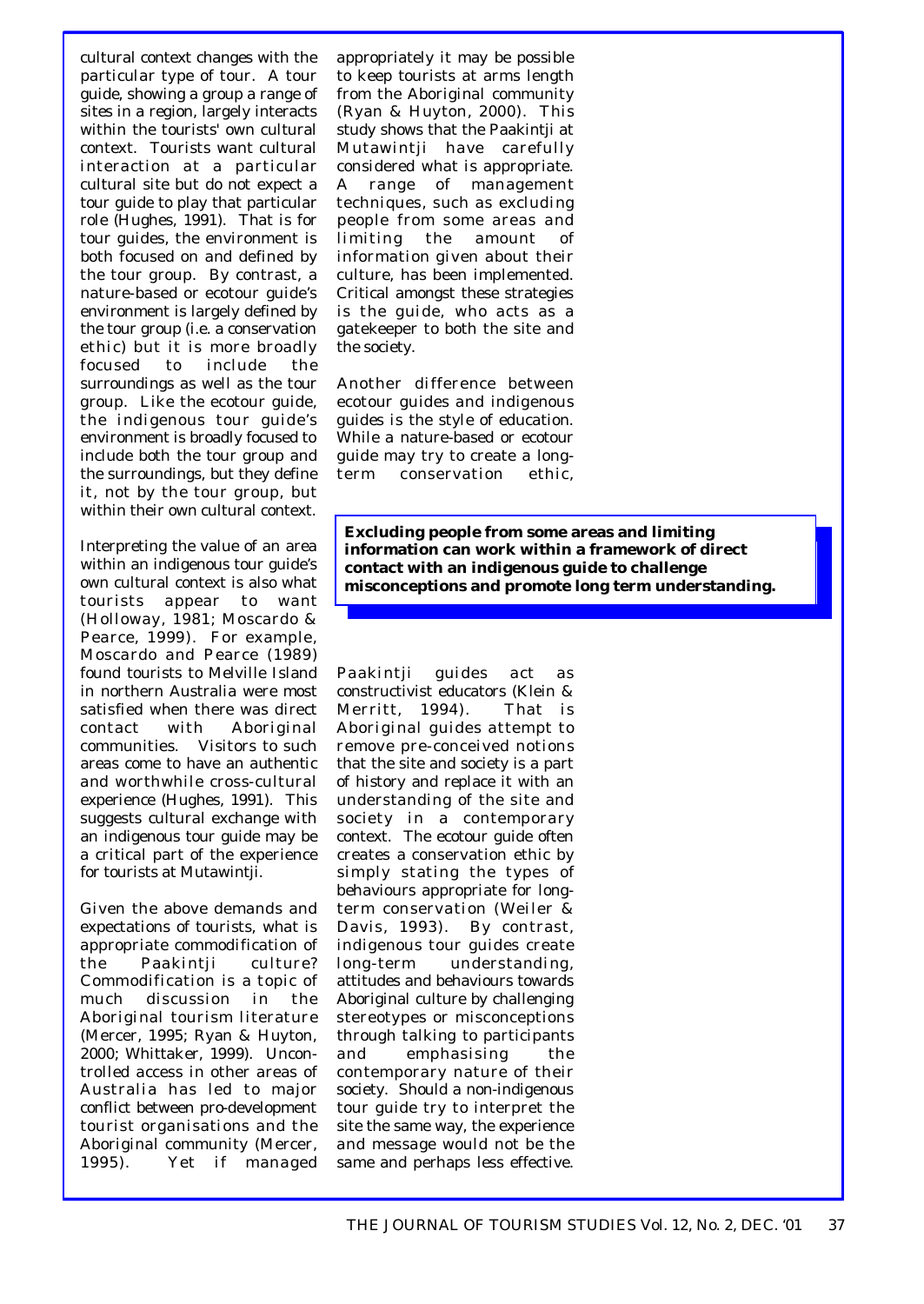cultural context changes with the particular type of tour. A tour guide, showing a group a range of sites in a region, largely interacts within the tourists' own cultural context. Tourists want cultural interaction at a particular cultural site but do not expect a tour guide to play that particular role (Hughes, 1991). That is for tour guides, the environment is both focused on and defined by the tour group. By contrast, a nature-based or ecotour guide's environment is largely defined by the tour group (i.e. a conservation ethic) but it is more broadly focused to include the surroundings as well as the tour group. Like the ecotour guide, the indigenous tour guide's environment is broadly focused to include both the tour group and the surroundings, but they define it, not by the tour group, but within their own cultural context.

Interpreting the value of an area within an indigenous tour guide's own cultural context is also what tourists appear to want (Holloway, 1981; Moscardo & Pearce, 1999). For example, Moscardo and Pearce (1989) found tourists to Melville Island in northern Australia were most satisfied when there was direct contact with Aboriginal communities. Visitors to such areas come to have an authentic and worthwhile cross-cultural experience (Hughes, 1991). This suggests cultural exchange with an indigenous tour guide may be a critical part of the experience for tourists at Mutawintji.

Given the above demands and expectations of tourists, what is appropriate commodification of the Paakintji culture? Commodification is a topic of much discussion in the Aboriginal tourism literature (Mercer, 1995; Ryan & Huyton, 2000; Whittaker, 1999). Uncontrolled access in other areas of Australia has led to major conflict between pro-development tourist organisations and the Aboriginal community (Mercer, 1995). Yet if managed appropriately it may be possible to keep tourists at arms length from the Aboriginal community (Ryan & Huyton, 2000). This study shows that the Paakintji at Mutawintji have carefully considered what is appropriate. A range of management techniques, such as excluding people from some areas and limiting the amount of information given about their culture, has been implemented. Critical amongst these strategies is the guide, who acts as a gatekeeper to both the site and the society.

Another difference between ecotour guides and indigenous guides is the style of education. While a nature-based or ecotour guide may try to create a long-term conservation ethic, Paakintji guides act as constructivist educators (Klein & Merritt, 1994). That is Aboriginal guides attempt to remove pre-conceived notions that the site and society is a part of history and replace it with an understanding of the site and society in a contemporary context. The ecotour guide often creates a conservation ethic by simply stating the types of behaviours appropriate for long-term conservation (Weiler & Davis, 1993). By contrast, indigenous tour guides create long-term understanding, attitudes and behaviours towards Aboriginal culture by challenging stereotypes or misconceptions through talking to participants and emphasising the contemporary nature of their society. Should a non-indigenous tour guide try to interpret the site the same way, the experience and message would not be the same and perhaps less effective.

**Excluding people from some areas and limiting information can work within a framework of direct contact with an indigenous guide to challenge misconceptions and promote long term understanding.**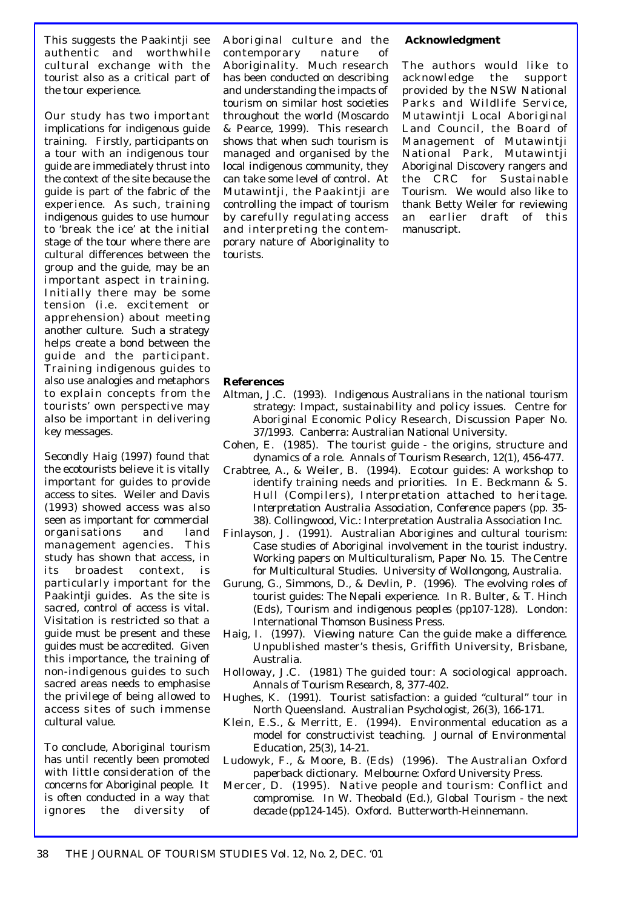This suggests the Paakintji see authentic and worthwhile cultural exchange with the tourist also as a critical part of the tour experience.

Our study has two important implications for indigenous guide training. Firstly, participants on a tour with an indigenous tour guide are immediately thrust into the context of the site because the guide is part of the fabric of the experience. As such, training indigenous guides to use humour to 'break the ice' at the initial stage of the tour where there are cultural differences between the group and the guide, may be an important aspect in training. Initially there may be some tension (i.e. excitement or apprehension) about meeting another culture. Such a strategy helps create a bond between the guide and the participant. Training indigenous guides to also use analogies and metaphors to explain concepts from the tourists' own perspective may also be important in delivering key messages.

Secondly Haig (1997) found that the ecotourists believe it is vitally important for guides to provide access to sites. Weiler and Davis (1993) showed access was also seen as important for commercial organisations and land management agencies. This study has shown that access, in its broadest context, is particularly important for the Paakintji guides. As the site is sacred, control of access is vital. Visitation is restricted so that a guide must be present and these guides must be accredited. Given this importance, the training of non-indigenous guides to such sacred areas needs to emphasise the privilege of being allowed to access sites of such immense cultural value.

To conclude, Aboriginal tourism has until recently been promoted with little consideration of the concerns for Aboriginal people. It is often conducted in a way that ignores the diversity of Aboriginal culture and the contemporary nature of Aboriginality. Much research has been conducted on describing and understanding the impacts of tourism on similar host societies throughout the world (Moscardo & Pearce, 1999). This research shows that when such tourism is managed and organised by the local indigenous community, they can take some level of control. At Mutawintji, the Paakintji are controlling the impact of tourism by carefully regulating access and interpreting the contemporary nature of Aboriginality to tourists.

## Acknowledgment

The authors would like to acknowledge the support provided by the NSW National Parks and Wildlife Service, Mutawintji Local Aboriginal Land Council, the Board of Management of Mutawintji National Park, Mutawintji Aboriginal Discovery rangers and the CRC for Sustainable Tourism. We would also like to thank Betty Weiler for reviewing an earlier draft of this manuscript.

## References

Altman, J.C. (1993). *Indigenous Australians in the national tourism strategy: Impact, sustainability and policy issues*. Centre for Aboriginal Economic Policy Research, Discussion Paper No. 37/1993. Canberra: Australian National University.

Cohen, E. (1985). The tourist guide - the origins, structure and dynamics of a role. *Annals of Tourism Research*, 12(1), 456-477.

Crabtree, A., & Weiler, B. (1994). Ecotour guides: A workshop to identify training needs and priorities. In E. Beckmann & S. Hull (Compilers), Interpretation attached to heritage. *Interpretation Australia Association, Conference papers* (pp. 35-38). Collingwood, Vic.: Interpretation Australia Association Inc.

Finlayson, J. (1991). Australian Aborigines and cultural tourism: Case studies of Aboriginal involvement in the tourist industry. *Working papers on Multiculturalism*, Paper No. 15. The Centre for Multicultural Studies. University of Wollongong, Australia.

Gurung, G., Simmons, D., & Devlin, P. (1996). The evolving roles of tourist guides: The Nepali experience. In R. Bulter, & T. Hinch (Eds), *Tourism and indigenous peoples* (pp107-128). London: International Thomson Business Press.

Haig, I. (1997). *Viewing nature: Can the guide make a difference.* Unpublished master's thesis, Griffith University, Brisbane, Australia.

Holloway, J.C. (1981) The guided tour: A sociological approach. *Annals of Tourism Research*, 8, 377-402.

Hughes, K. (1991). Tourist satisfaction: a guided "cultural" tour in North Queensland. *Australian Psychologist*, 26(3), 166-171.

Klein, E.S., & Merritt, E. (1994). Environmental education as a model for constructivist teaching. *Journal of Environmental Education*, 25(3), 14-21.

Ludowyk, F., & Moore, B. (Eds) (1996). *The Australian Oxford paperback dictionary*. Melbourne: Oxford University Press.

Mercer, D. (1995). Native people and tourism: Conflict and compromise. In W. Theobald (Ed.), *Global Tourism - the next decade* (pp124-145). Oxford. Butterworth-Heinnemann.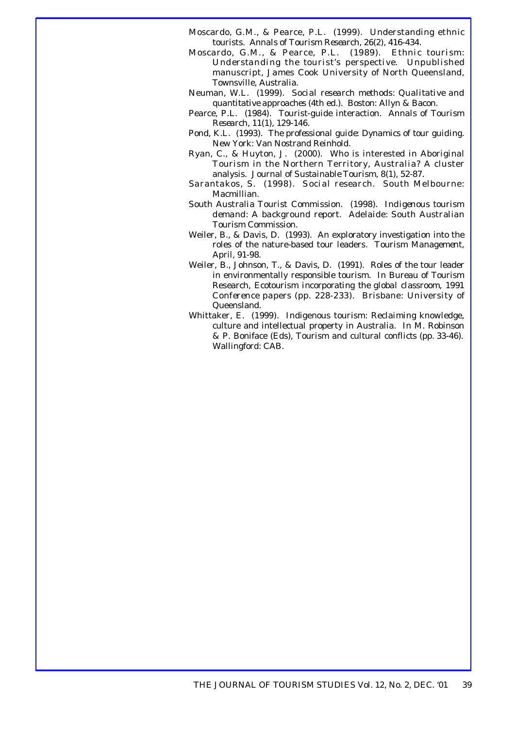Moscardo, G.M., & Pearce, P.L. (1999). Understanding ethnic tourists. *Annals of Tourism Research, 26*(2), 416-434.

Moscardo, G.M., & Pearce, P.L. (1989). Ethnic tourism: Understanding the tourist's perspective. Unpublished manuscript, James Cook University of North Queensland, Townsville, Australia.

Neuman, W.L. (1999). *Social research methods: Qualitative and quantitative approaches* (4th ed.). Boston: Allyn & Bacon.

Pearce, P.L. (1984). Tourist-guide interaction. *Annals of Tourism Research, 11*(1), 129-146.

Pond, K.L. (1993). *The professional guide: Dynamics of tour guiding.* New York: Van Nostrand Reinhold.

Ryan, C., & Huyton, J. (2000). Who is interested in Aboriginal Tourism in the Northern Territory, Australia? A cluster analysis. *Journal of Sustainable Tourism, 8*(1), 52-87.

Sarantakos, S. (1998). *Social research.* South Melbourne: Macmillian.

South Australia Tourist Commission. (1998). *Indigenous tourism demand: A background report.* Adelaide: South Australian Tourism Commission.

Weiler, B., & Davis, D. (1993). An exploratory investigation into the roles of the nature-based tour leaders. *Tourism Management,* April, 91-98.

Weiler, B., Johnson, T., & Davis, D. (1991). Roles of the tour leader in environmentally responsible tourism. In Bureau of Tourism Research, *Ecotourism incorporating the global classroom, 1991 Conference papers* (pp. 228-233). Brisbane: University of Queensland.

Whittaker, E. (1999). Indigenous tourism: Reclaiming knowledge, culture and intellectual property in Australia. In M. Robinson & P. Boniface (Eds), *Tourism and cultural conflicts* (pp. 33-46). Wallingford: CAB.